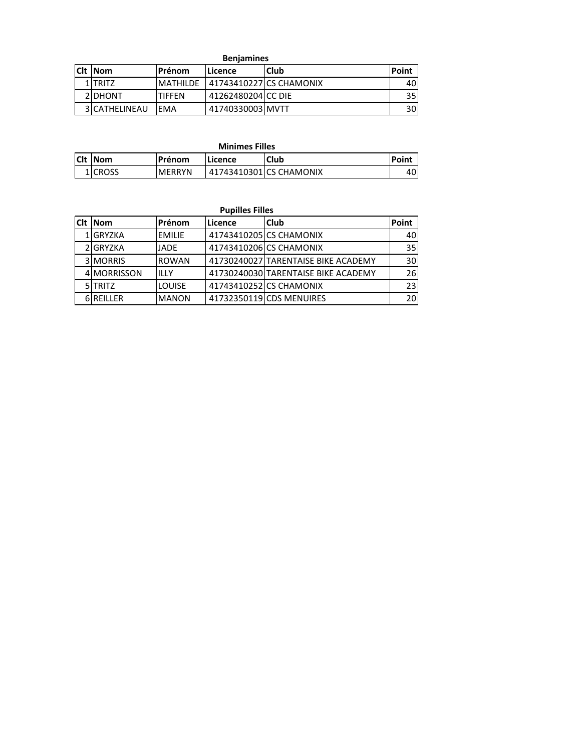## Benjamines

| Clt | Nom | Prénom | Licence | Club | Point |
|---|---|---|---|---|---|
| 1 | TRITZ | MATHILDE | 41743410227 | CS CHAMONIX | 40 |
| 2 | DHONT | TIFFEN | 41262480204 | CC DIE | 35 |
| 3 | CATHELINEAU | EMA | 41740330003 | MVTT | 30 |

## Minimes Filles

| Clt | Nom | Prénom | Licence | Club | Point |
|---|---|---|---|---|---|
| 1 | CROSS | MERRYN | 41743410301 | CS CHAMONIX | 40 |

## Pupilles Filles

| Clt | Nom | Prénom | Licence | Club | Point |
|---|---|---|---|---|---|
| 1 | GRYZKA | EMILIE | 41743410205 | CS CHAMONIX | 40 |
| 2 | GRYZKA | JADE | 41743410206 | CS CHAMONIX | 35 |
| 3 | MORRIS | ROWAN | 41730240027 | TARENTAISE BIKE ACADEMY | 30 |
| 4 | MORRISSON | ILLY | 41730240030 | TARENTAISE BIKE ACADEMY | 26 |
| 5 | TRITZ | LOUISE | 41743410252 | CS CHAMONIX | 23 |
| 6 | REILLER | MANON | 41732350119 | CDS MENUIRES | 20 |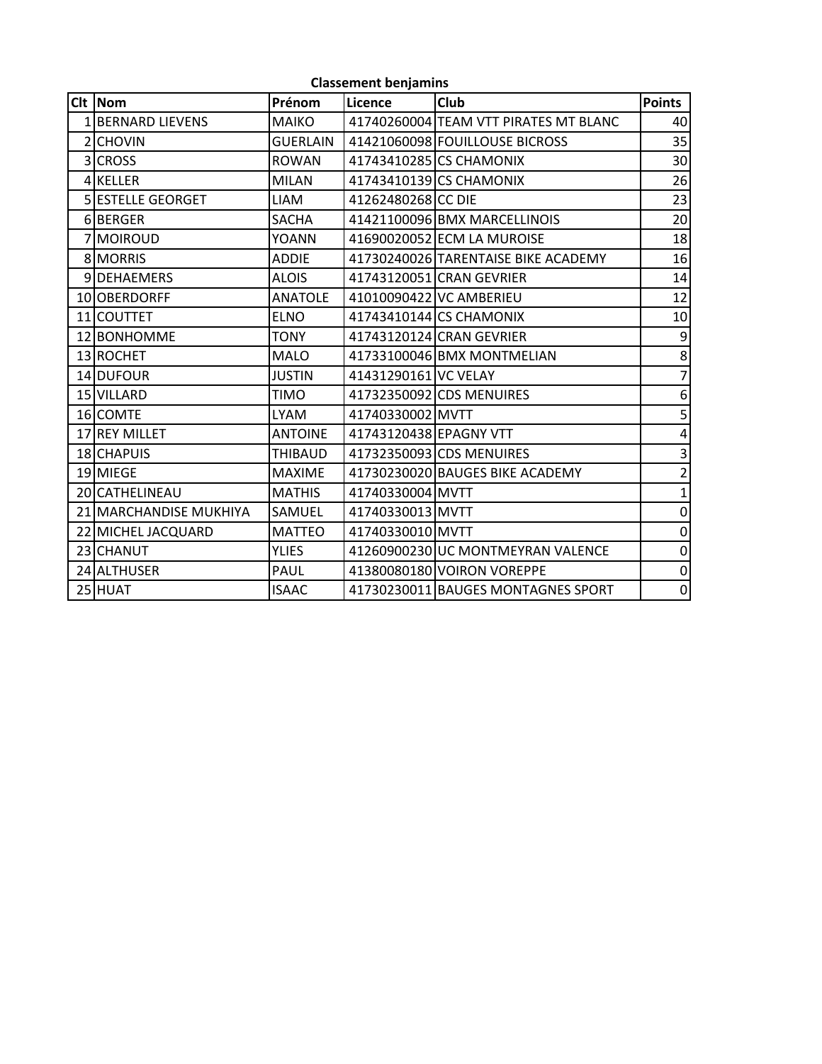**Classement benjamins**

| Clt | Nom | Prénom | Licence | Club | Points |
|---|---|---|---|---|---|
| 1 | BERNARD LIEVENS | MAIKO | 41740260004 | TEAM VTT PIRATES MT BLANC | 40 |
| 2 | CHOVIN | GUERLAIN | 41421060098 | FOUILLOUSE BICROSS | 35 |
| 3 | CROSS | ROWAN | 41743410285 | CS CHAMONIX | 30 |
| 4 | KELLER | MILAN | 41743410139 | CS CHAMONIX | 26 |
| 5 | ESTELLE GEORGET | LIAM | 41262480268 | CC DIE | 23 |
| 6 | BERGER | SACHA | 41421100096 | BMX MARCELLINOIS | 20 |
| 7 | MOIROUD | YOANN | 41690020052 | ECM LA MUROISE | 18 |
| 8 | MORRIS | ADDIE | 41730240026 | TARENTAISE BIKE ACADEMY | 16 |
| 9 | DEHAEMERS | ALOIS | 41743120051 | CRAN GEVRIER | 14 |
| 10 | OBERDORFF | ANATOLE | 41010090422 | VC AMBERIEU | 12 |
| 11 | COUTTET | ELNO | 41743410144 | CS CHAMONIX | 10 |
| 12 | BONHOMME | TONY | 41743120124 | CRAN GEVRIER | 9 |
| 13 | ROCHET | MALO | 41733100046 | BMX MONTMELIAN | 8 |
| 14 | DUFOUR | JUSTIN | 41431290161 | VC VELAY | 7 |
| 15 | VILLARD | TIMO | 41732350092 | CDS MENUIRES | 6 |
| 16 | COMTE | LYAM | 41740330002 | MVTT | 5 |
| 17 | REY MILLET | ANTOINE | 41743120438 | EPAGNY VTT | 4 |
| 18 | CHAPUIS | THIBAUD | 41732350093 | CDS MENUIRES | 3 |
| 19 | MIEGE | MAXIME | 41730230020 | BAUGES BIKE ACADEMY | 2 |
| 20 | CATHELINEAU | MATHIS | 41740330004 | MVTT | 1 |
| 21 | MARCHANDISE MUKHIYA | SAMUEL | 41740330013 | MVTT | 0 |
| 22 | MICHEL JACQUARD | MATTEO | 41740330010 | MVTT | 0 |
| 23 | CHANUT | YLIES | 41260900230 | UC MONTMEYRAN VALENCE | 0 |
| 24 | ALTHUSER | PAUL | 41380080180 | VOIRON VOREPPE | 0 |
| 25 | HUAT | ISAAC | 41730230011 | BAUGES MONTAGNES SPORT | 0 |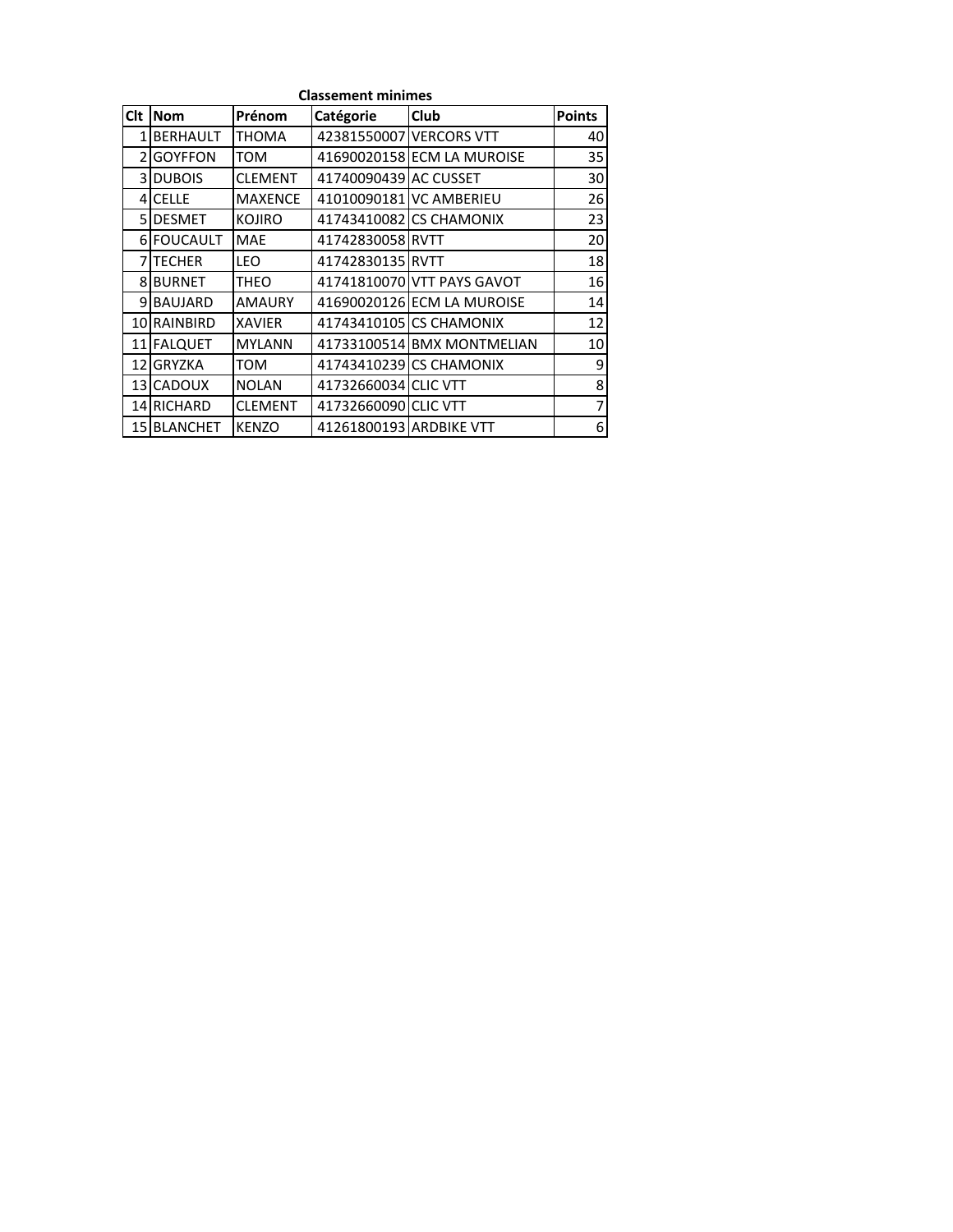**Classement minimes**

| Clt | Nom | Prénom | Catégorie | Club | Points |
|---|---|---|---|---|---|
| 1 | BERHAULT | THOMA | 42381550007 | VERCORS VTT | 40 |
| 2 | GOYFFON | TOM | 41690020158 | ECM LA MUROISE | 35 |
| 3 | DUBOIS | CLEMENT | 41740090439 | AC CUSSET | 30 |
| 4 | CELLE | MAXENCE | 41010090181 | VC AMBERIEU | 26 |
| 5 | DESMET | KOJIRO | 41743410082 | CS CHAMONIX | 23 |
| 6 | FOUCAULT | MAE | 41742830058 | RVTT | 20 |
| 7 | TECHER | LEO | 41742830135 | RVTT | 18 |
| 8 | BURNET | THEO | 41741810070 | VTT PAYS GAVOT | 16 |
| 9 | BAUJARD | AMAURY | 41690020126 | ECM LA MUROISE | 14 |
| 10 | RAINBIRD | XAVIER | 41743410105 | CS CHAMONIX | 12 |
| 11 | FALQUET | MYLANN | 41733100514 | BMX MONTMELIAN | 10 |
| 12 | GRYZKA | TOM | 41743410239 | CS CHAMONIX | 9 |
| 13 | CADOUX | NOLAN | 41732660034 | CLIC VTT | 8 |
| 14 | RICHARD | CLEMENT | 41732660090 | CLIC VTT | 7 |
| 15 | BLANCHET | KENZO | 41261800193 | ARDBIKE VTT | 6 |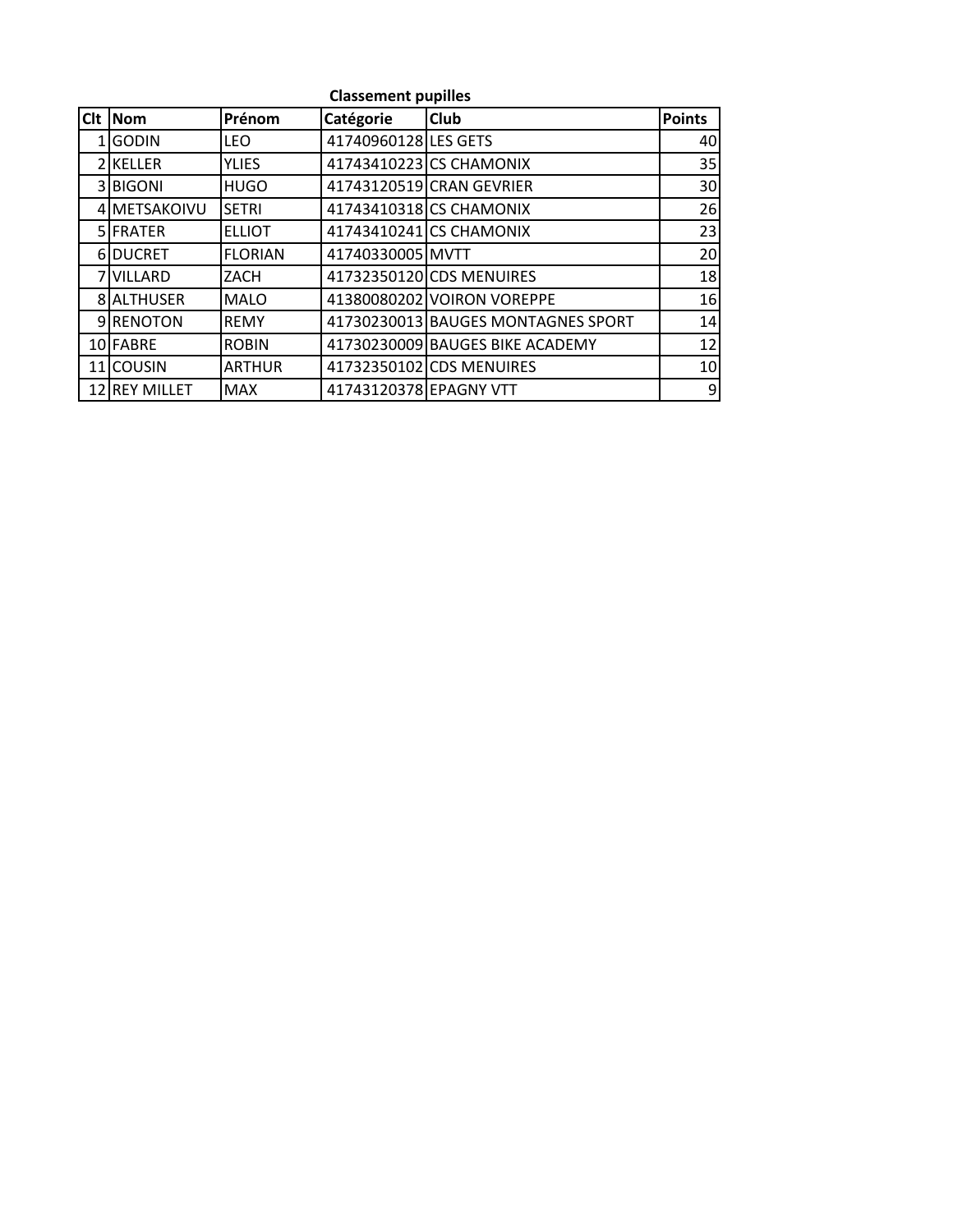**Classement pupilles**

| Clt | Nom | Prénom | Catégorie | Club | Points |
|---|---|---|---|---|---|
| 1 | GODIN | LEO | 41740960128 | LES GETS | 40 |
| 2 | KELLER | YLIES | 41743410223 | CS CHAMONIX | 35 |
| 3 | BIGONI | HUGO | 41743120519 | CRAN GEVRIER | 30 |
| 4 | METSAKOIVU | SETRI | 41743410318 | CS CHAMONIX | 26 |
| 5 | FRATER | ELLIOT | 41743410241 | CS CHAMONIX | 23 |
| 6 | DUCRET | FLORIAN | 41740330005 | MVTT | 20 |
| 7 | VILLARD | ZACH | 41732350120 | CDS MENUIRES | 18 |
| 8 | ALTHUSER | MALO | 41380080202 | VOIRON VOREPPE | 16 |
| 9 | RENOTON | REMY | 41730230013 | BAUGES MONTAGNES SPORT | 14 |
| 10 | FABRE | ROBIN | 41730230009 | BAUGES BIKE ACADEMY | 12 |
| 11 | COUSIN | ARTHUR | 41732350102 | CDS MENUIRES | 10 |
| 12 | REY MILLET | MAX | 41743120378 | EPAGNY VTT | 9 |